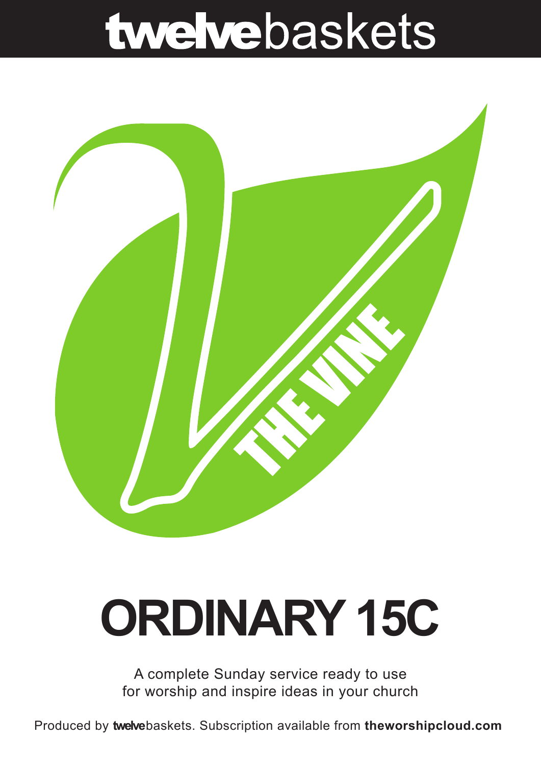# twelvebaskets

THE VINE

# ORDINARY 15C

A complete Sunday service ready to use for worship and inspire ideas in your church

Produced by **twelve**baskets. Subscription available from **theworshipcloud.com**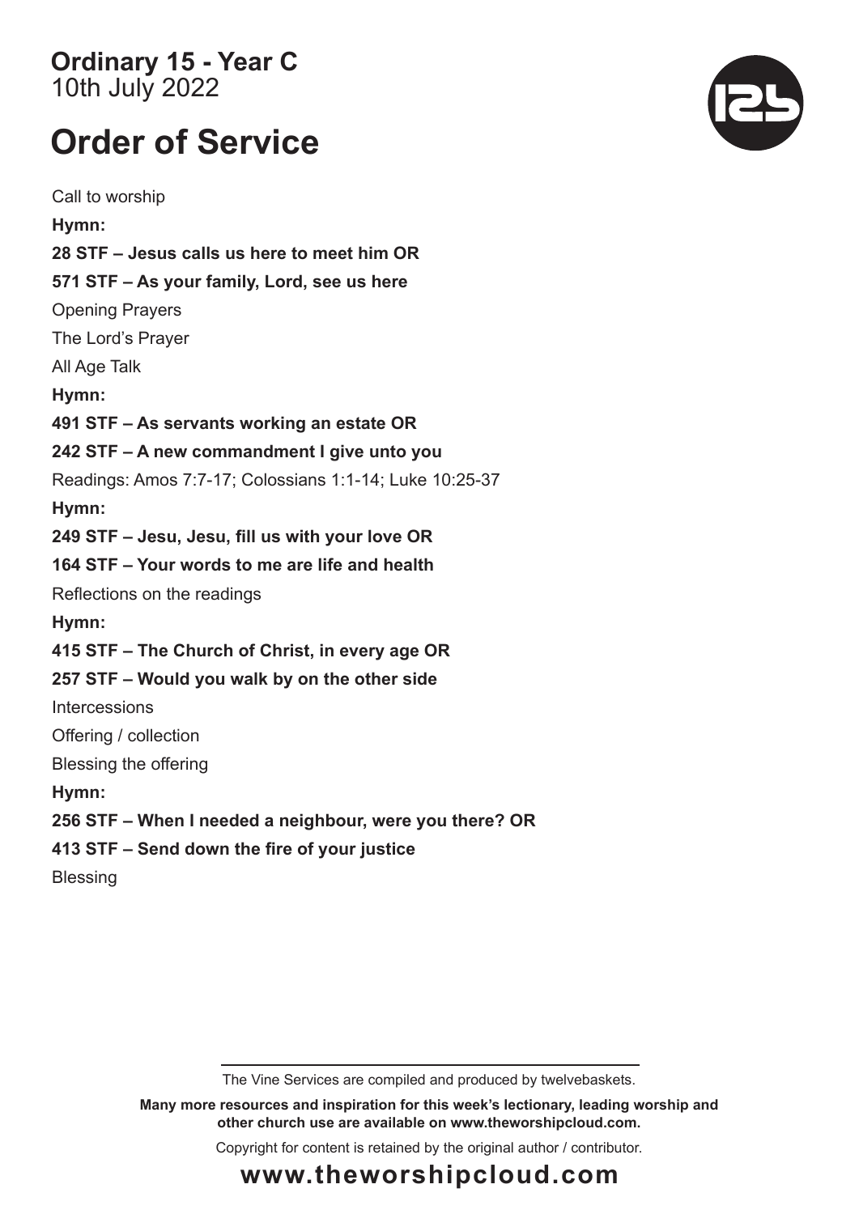**Ordinary 15 - Year C**
10th July 2022

# Order of Service

Call to worship

**Hymn:**

**28 STF – Jesus calls us here to meet him OR**

**571 STF – As your family, Lord, see us here**

Opening Prayers

The Lord's Prayer

All Age Talk

**Hymn:**

**491 STF – As servants working an estate OR**

**242 STF – A new commandment I give unto you**

Readings: Amos 7:7-17; Colossians 1:1-14; Luke 10:25-37

**Hymn:**

**249 STF – Jesu, Jesu, fill us with your love OR**

**164 STF – Your words to me are life and health**

Reflections on the readings

**Hymn:**

**415 STF – The Church of Christ, in every age OR**

**257 STF – Would you walk by on the other side**

Intercessions

Offering / collection

Blessing the offering

**Hymn:**

**256 STF – When I needed a neighbour, were you there? OR**

**413 STF – Send down the fire of your justice**

Blessing

The Vine Services are compiled and produced by twelvebaskets.

**Many more resources and inspiration for this week's lectionary, leading worship and other church use are available on www.theworshipcloud.com.**

Copyright for content is retained by the original author / contributor.

**www.theworshipcloud.com**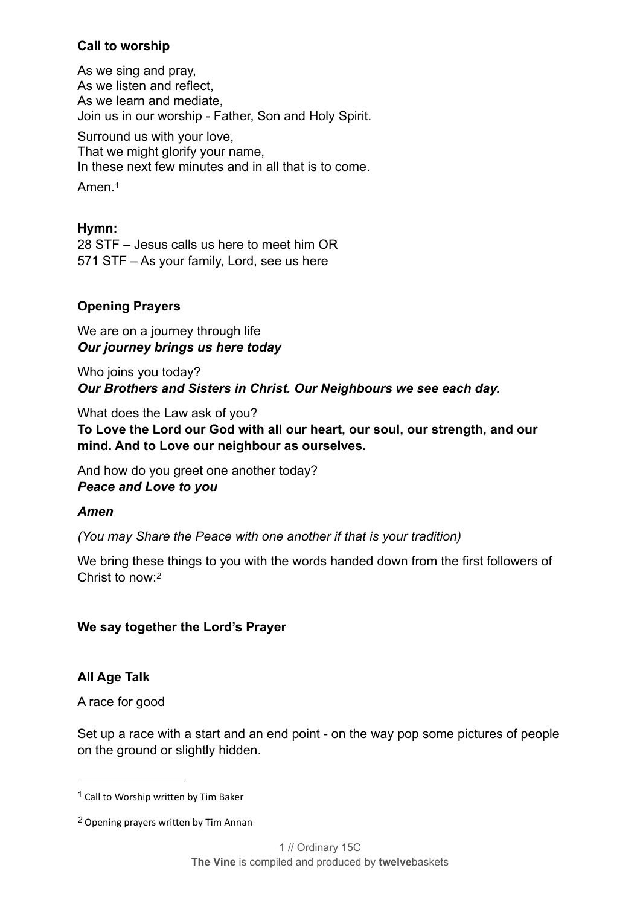**Call to worship**

As we sing and pray,
As we listen and reflect,
As we learn and mediate,
Join us in our worship - Father, Son and Holy Spirit.

Surround us with your love,
That we might glorify your name,
In these next few minutes and in all that is to come.

Amen.[1]

**Hymn:**
28 STF – Jesus calls us here to meet him OR
571 STF – As your family, Lord, see us here

**Opening Prayers**

We are on a journey through life
***Our journey brings us here today***

Who joins you today?
***Our Brothers and Sisters in Christ. Our Neighbours we see each day.***

What does the Law ask of you?
**To Love the Lord our God with all our heart, our soul, our strength, and our mind. And to Love our neighbour as ourselves.**

And how do you greet one another today?
***Peace and Love to you***

***Amen***

*(You may Share the Peace with one another if that is your tradition)*

We bring these things to you with the words handed down from the first followers of Christ to now:[2]

**We say together the Lord's Prayer**

**All Age Talk**

A race for good

Set up a race with a start and an end point - on the way pop some pictures of people on the ground or slightly hidden.

---

[1] Call to Worship written by Tim Baker

[2] Opening prayers written by Tim Annan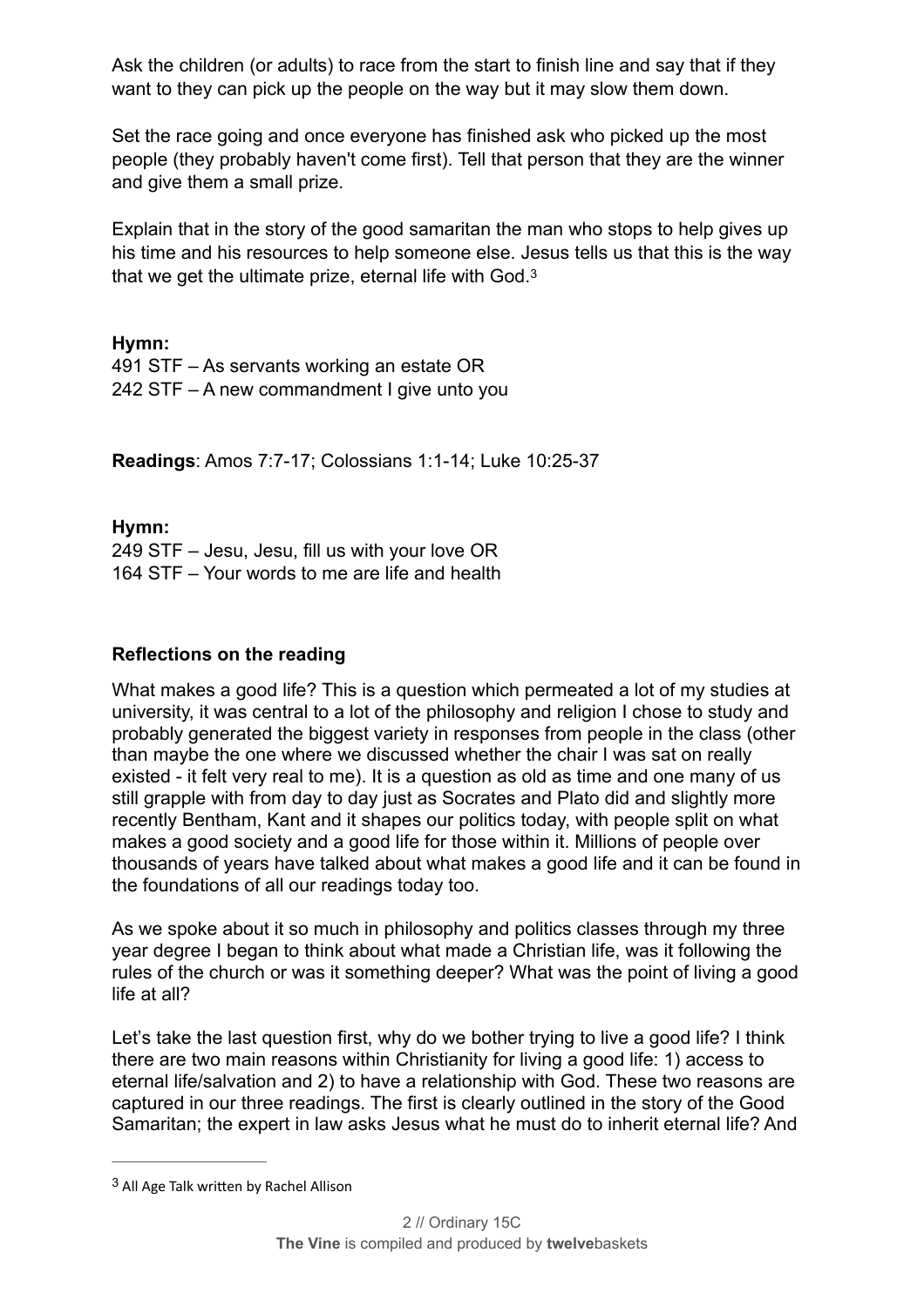Ask the children (or adults) to race from the start to finish line and say that if they want to they can pick up the people on the way but it may slow them down.

Set the race going and once everyone has finished ask who picked up the most people (they probably haven't come first). Tell that person that they are the winner and give them a small prize.

Explain that in the story of the good samaritan the man who stops to help gives up his time and his resources to help someone else. Jesus tells us that this is the way that we get the ultimate prize, eternal life with God.[3]

**Hymn:**
491 STF – As servants working an estate OR
242 STF – A new commandment I give unto you

**Readings**: Amos 7:7-17; Colossians 1:1-14; Luke 10:25-37

**Hymn:**
249 STF – Jesu, Jesu, fill us with your love OR
164 STF – Your words to me are life and health

**Reflections on the reading**

What makes a good life? This is a question which permeated a lot of my studies at university, it was central to a lot of the philosophy and religion I chose to study and probably generated the biggest variety in responses from people in the class (other than maybe the one where we discussed whether the chair I was sat on really existed - it felt very real to me). It is a question as old as time and one many of us still grapple with from day to day just as Socrates and Plato did and slightly more recently Bentham, Kant and it shapes our politics today, with people split on what makes a good society and a good life for those within it. Millions of people over thousands of years have talked about what makes a good life and it can be found in the foundations of all our readings today too.

As we spoke about it so much in philosophy and politics classes through my three year degree I began to think about what made a Christian life, was it following the rules of the church or was it something deeper? What was the point of living a good life at all?

Let's take the last question first, why do we bother trying to live a good life? I think there are two main reasons within Christianity for living a good life: 1) access to eternal life/salvation and 2) to have a relationship with God. These two reasons are captured in our three readings. The first is clearly outlined in the story of the Good Samaritan; the expert in law asks Jesus what he must do to inherit eternal life? And

---

[3] All Age Talk written by Rachel Allison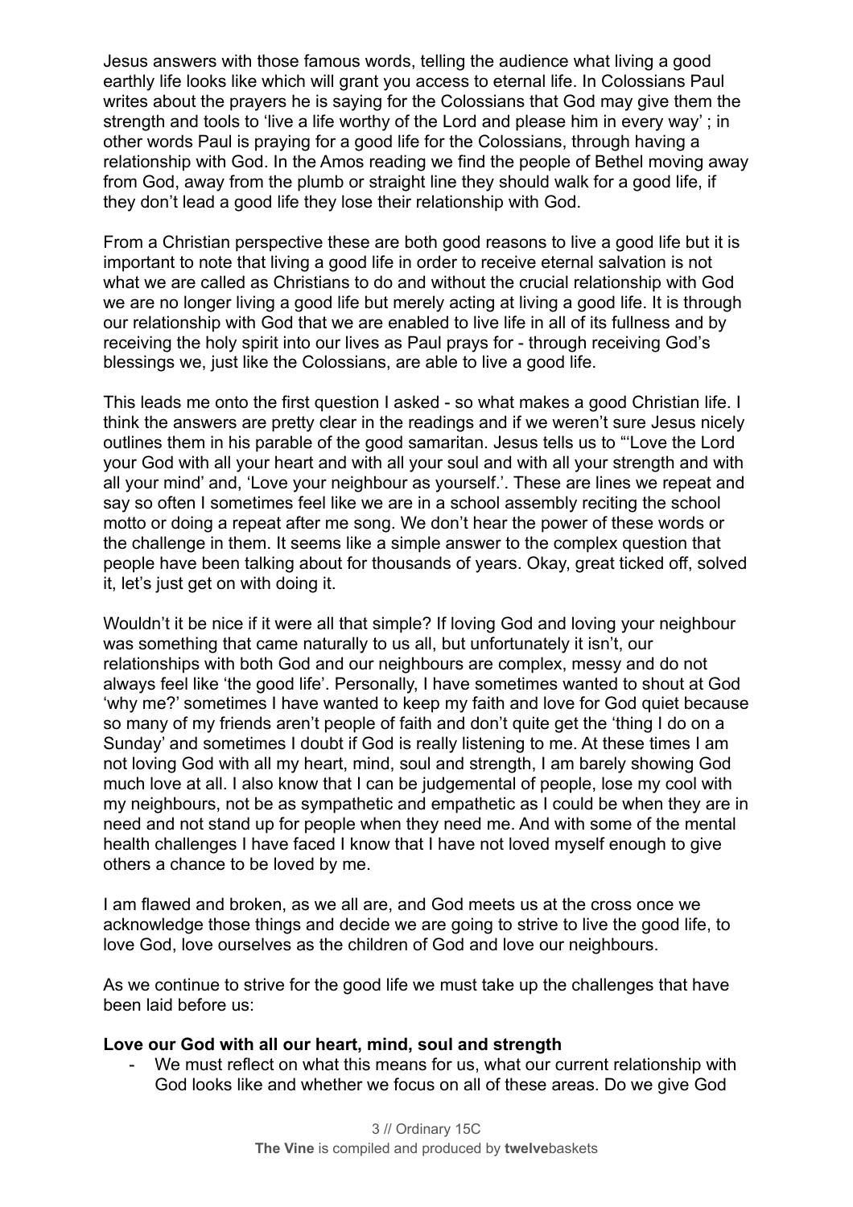Jesus answers with those famous words, telling the audience what living a good earthly life looks like which will grant you access to eternal life. In Colossians Paul writes about the prayers he is saying for the Colossians that God may give them the strength and tools to 'live a life worthy of the Lord and please him in every way' ; in other words Paul is praying for a good life for the Colossians, through having a relationship with God. In the Amos reading we find the people of Bethel moving away from God, away from the plumb or straight line they should walk for a good life, if they don't lead a good life they lose their relationship with God.

From a Christian perspective these are both good reasons to live a good life but it is important to note that living a good life in order to receive eternal salvation is not what we are called as Christians to do and without the crucial relationship with God we are no longer living a good life but merely acting at living a good life. It is through our relationship with God that we are enabled to live life in all of its fullness and by receiving the holy spirit into our lives as Paul prays for - through receiving God's blessings we, just like the Colossians, are able to live a good life.

This leads me onto the first question I asked - so what makes a good Christian life. I think the answers are pretty clear in the readings and if we weren't sure Jesus nicely outlines them in his parable of the good samaritan. Jesus tells us to "'Love the Lord your God with all your heart and with all your soul and with all your strength and with all your mind' and, 'Love your neighbour as yourself.'. These are lines we repeat and say so often I sometimes feel like we are in a school assembly reciting the school motto or doing a repeat after me song. We don't hear the power of these words or the challenge in them. It seems like a simple answer to the complex question that people have been talking about for thousands of years. Okay, great ticked off, solved it, let's just get on with doing it.

Wouldn't it be nice if it were all that simple? If loving God and loving your neighbour was something that came naturally to us all, but unfortunately it isn't, our relationships with both God and our neighbours are complex, messy and do not always feel like 'the good life'. Personally, I have sometimes wanted to shout at God 'why me?' sometimes I have wanted to keep my faith and love for God quiet because so many of my friends aren't people of faith and don't quite get the 'thing I do on a Sunday' and sometimes I doubt if God is really listening to me. At these times I am not loving God with all my heart, mind, soul and strength, I am barely showing God much love at all. I also know that I can be judgemental of people, lose my cool with my neighbours, not be as sympathetic and empathetic as I could be when they are in need and not stand up for people when they need me. And with some of the mental health challenges I have faced I know that I have not loved myself enough to give others a chance to be loved by me.

I am flawed and broken, as we all are, and God meets us at the cross once we acknowledge those things and decide we are going to strive to live the good life, to love God, love ourselves as the children of God and love our neighbours.

As we continue to strive for the good life we must take up the challenges that have been laid before us:

**Love our God with all our heart, mind, soul and strength**

- We must reflect on what this means for us, what our current relationship with God looks like and whether we focus on all of these areas. Do we give God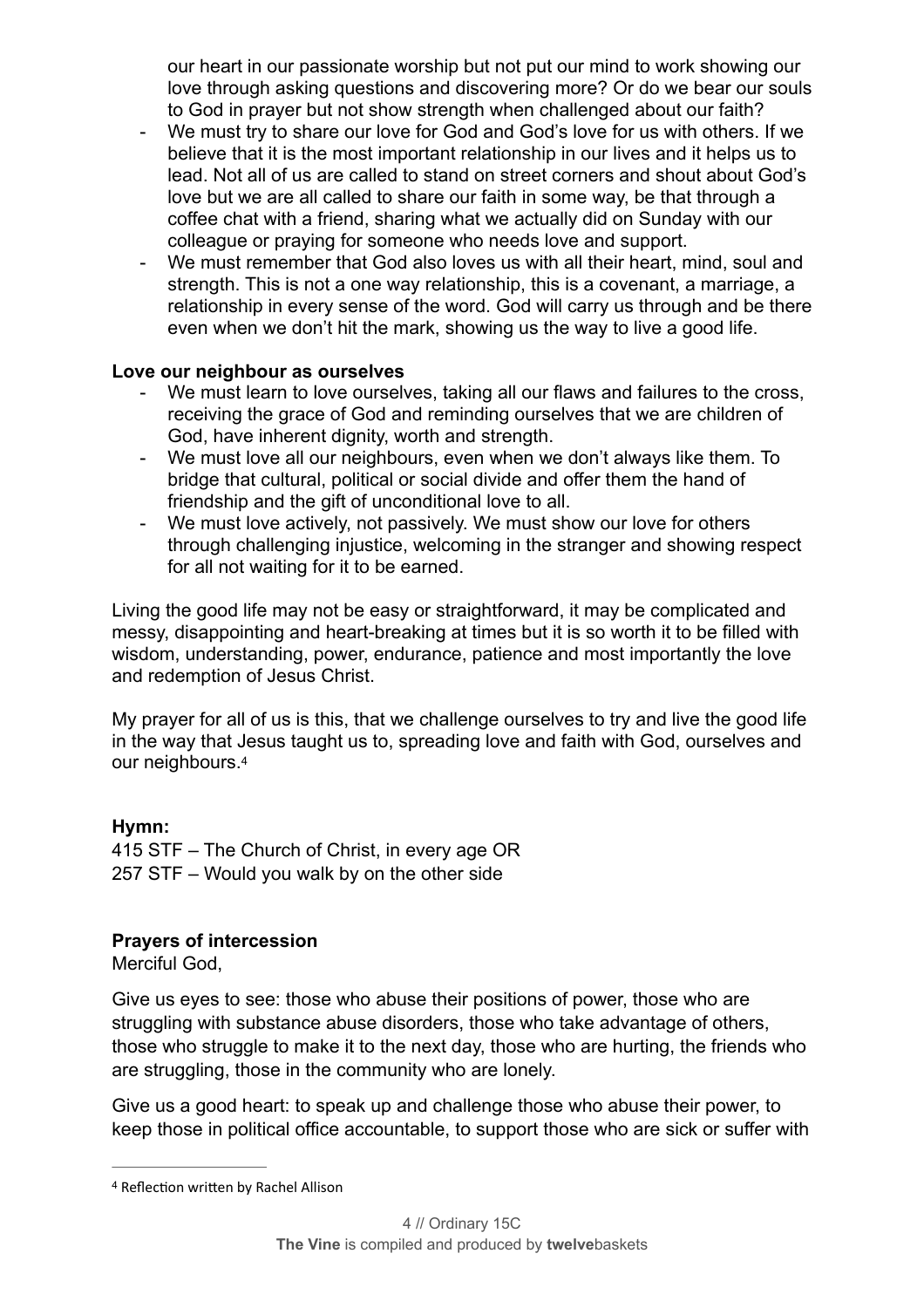our heart in our passionate worship but not put our mind to work showing our love through asking questions and discovering more? Or do we bear our souls to God in prayer but not show strength when challenged about our faith?

- We must try to share our love for God and God's love for us with others. If we believe that it is the most important relationship in our lives and it helps us to lead. Not all of us are called to stand on street corners and shout about God's love but we are all called to share our faith in some way, be that through a coffee chat with a friend, sharing what we actually did on Sunday with our colleague or praying for someone who needs love and support.
- We must remember that God also loves us with all their heart, mind, soul and strength. This is not a one way relationship, this is a covenant, a marriage, a relationship in every sense of the word. God will carry us through and be there even when we don't hit the mark, showing us the way to live a good life.

**Love our neighbour as ourselves**

- We must learn to love ourselves, taking all our flaws and failures to the cross, receiving the grace of God and reminding ourselves that we are children of God, have inherent dignity, worth and strength.
- We must love all our neighbours, even when we don't always like them. To bridge that cultural, political or social divide and offer them the hand of friendship and the gift of unconditional love to all.
- We must love actively, not passively. We must show our love for others through challenging injustice, welcoming in the stranger and showing respect for all not waiting for it to be earned.

Living the good life may not be easy or straightforward, it may be complicated and messy, disappointing and heart-breaking at times but it is so worth it to be filled with wisdom, understanding, power, endurance, patience and most importantly the love and redemption of Jesus Christ.

My prayer for all of us is this, that we challenge ourselves to try and live the good life in the way that Jesus taught us to, spreading love and faith with God, ourselves and our neighbours.[4]

**Hymn:**
415 STF – The Church of Christ, in every age OR
257 STF – Would you walk by on the other side

**Prayers of intercession**

Merciful God,

Give us eyes to see: those who abuse their positions of power, those who are struggling with substance abuse disorders, those who take advantage of others, those who struggle to make it to the next day, those who are hurting, the friends who are struggling, those in the community who are lonely.

Give us a good heart: to speak up and challenge those who abuse their power, to keep those in political office accountable, to support those who are sick or suffer with

[4] Reflection written by Rachel Allison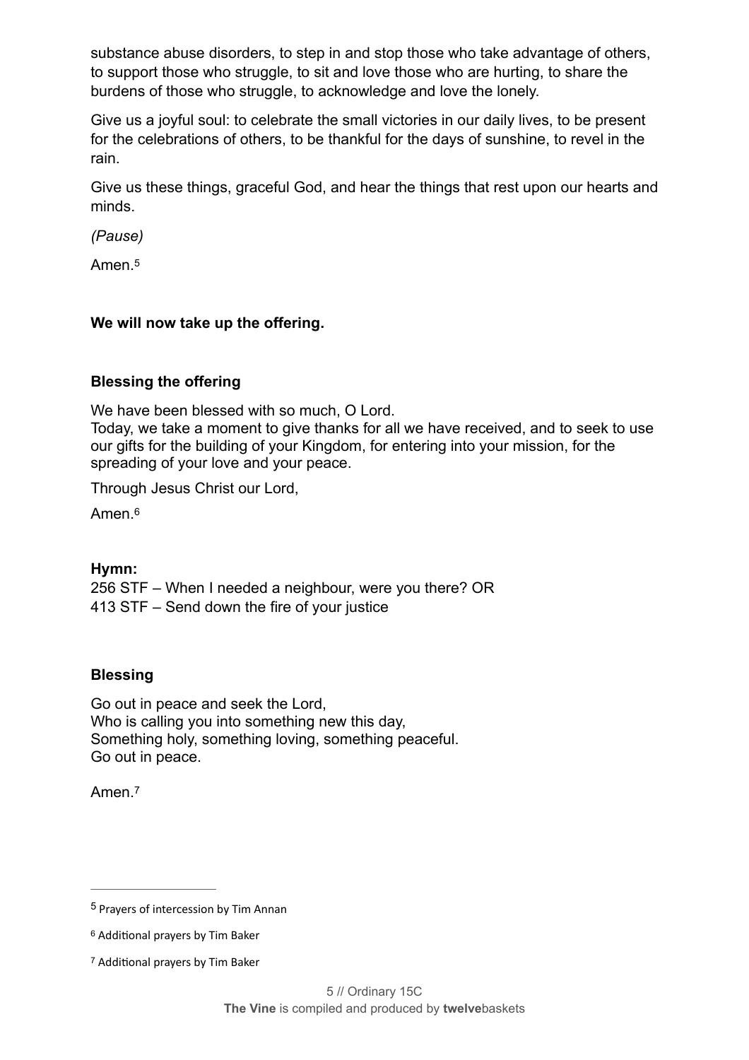substance abuse disorders, to step in and stop those who take advantage of others, to support those who struggle, to sit and love those who are hurting, to share the burdens of those who struggle, to acknowledge and love the lonely.

Give us a joyful soul: to celebrate the small victories in our daily lives, to be present for the celebrations of others, to be thankful for the days of sunshine, to revel in the rain.

Give us these things, graceful God, and hear the things that rest upon our hearts and minds.

*(Pause)*

Amen.[5]

**We will now take up the offering.**

**Blessing the offering**

We have been blessed with so much, O Lord.
Today, we take a moment to give thanks for all we have received, and to seek to use our gifts for the building of your Kingdom, for entering into your mission, for the spreading of your love and your peace.

Through Jesus Christ our Lord,

Amen.[6]

**Hymn:**
256 STF – When I needed a neighbour, were you there? OR
413 STF – Send down the fire of your justice

**Blessing**

Go out in peace and seek the Lord,
Who is calling you into something new this day,
Something holy, something loving, something peaceful.
Go out in peace.

Amen.[7]

---

[5] Prayers of intercession by Tim Annan

[6] Additional prayers by Tim Baker

[7] Additional prayers by Tim Baker